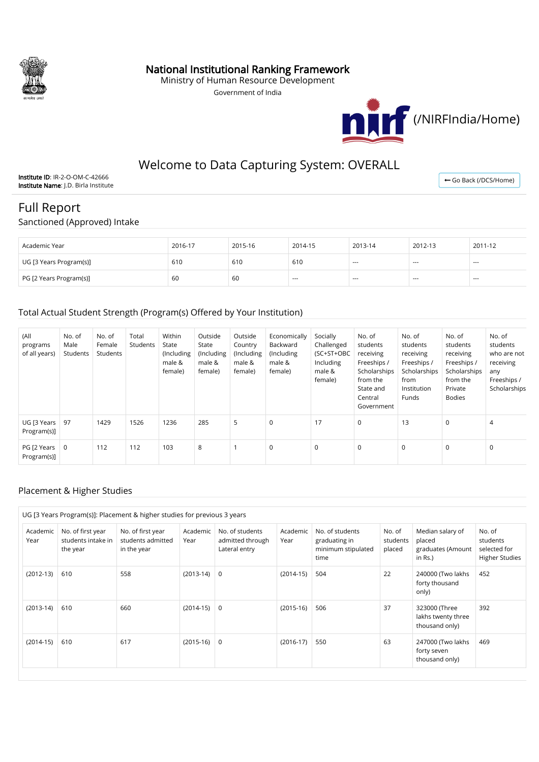# National Institutional Ranking Framework

Ministry of Human Resource Development

Government of India

(/NIRFIndia/Home)

## Welcome to Data Capturing System: OVERALL

**Institute ID**: IR-2-O-OM-C-42666
**Institute Name**: J.D. Birla Institute

Go Back (/DCS/Home)

# Full Report

## Sanctioned (Approved) Intake

| Academic Year | 2016-17 | 2015-16 | 2014-15 | 2013-14 | 2012-13 | 2011-12 |
|---|---|---|---|---|---|---|
| UG [3 Years Program(s)] | 610 | 610 | 610 | --- | --- | --- |
| PG [2 Years Program(s)] | 60 | 60 | --- | --- | --- | --- |

## Total Actual Student Strength (Program(s) Offered by Your Institution)

| (All programs of all years) | No. of Male Students | No. of Female Students | Total Students | Within State (Including male & female) | Outside State (Including male & female) | Outside Country (Including male & female) | Economically Backward (Including male & female) | Socially Challenged (SC+ST+OBC Including male & female) | No. of students receiving Freeships / Scholarships from the State and Central Government | No. of students receiving Freeships / Scholarships from Institution Funds | No. of students receiving Freeships / Scholarships from the Private Bodies | No. of students who are not receiving any Freeships / Scholarships |
|---|---|---|---|---|---|---|---|---|---|---|---|---|
| UG [3 Years Program(s)] | 97 | 1429 | 1526 | 1236 | 285 | 5 | 0 | 17 | 0 | 13 | 0 | 4 |
| PG [2 Years Program(s)] | 0 | 112 | 112 | 103 | 8 | 1 | 0 | 0 | 0 | 0 | 0 | 0 |

## Placement & Higher Studies

UG [3 Years Program(s)]: Placement & higher studies for previous 3 years

| Academic Year | No. of first year students intake in the year | No. of first year students admitted in the year | Academic Year | No. of students admitted through Lateral entry | Academic Year | No. of students graduating in minimum stipulated time | No. of students placed | Median salary of placed graduates (Amount in Rs.) | No. of students selected for Higher Studies |
|---|---|---|---|---|---|---|---|---|---|
| (2012-13) | 610 | 558 | (2013-14) | 0 | (2014-15) | 504 | 22 | 240000 (Two lakhs forty thousand only) | 452 |
| (2013-14) | 610 | 660 | (2014-15) | 0 | (2015-16) | 506 | 37 | 323000 (Three lakhs twenty three thousand only) | 392 |
| (2014-15) | 610 | 617 | (2015-16) | 0 | (2016-17) | 550 | 63 | 247000 (Two lakhs forty seven thousand only) | 469 |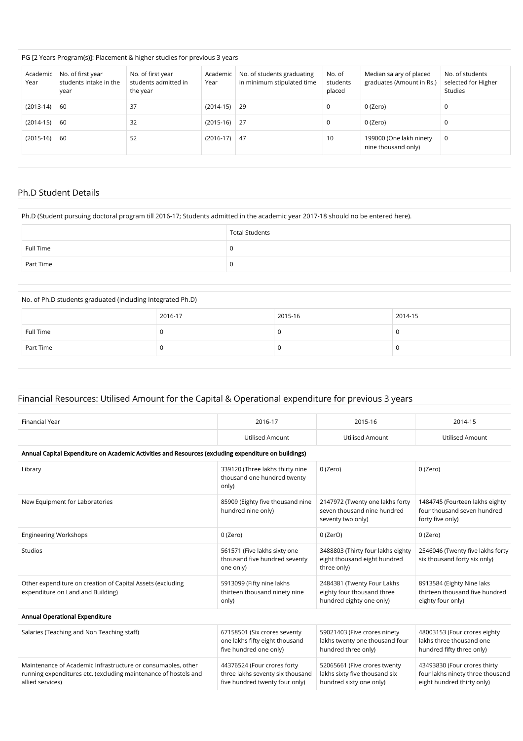PG [2 Years Program(s)]: Placement & higher studies for previous 3 years

| Academic Year | No. of first year students intake in the year | No. of first year students admitted in the year | Academic Year | No. of students graduating in minimum stipulated time | No. of students placed | Median salary of placed graduates (Amount in Rs.) | No. of students selected for Higher Studies |
|---|---|---|---|---|---|---|---|
| (2013-14) | 60 | 37 | (2014-15) | 29 | 0 | 0 (Zero) | 0 |
| (2014-15) | 60 | 32 | (2015-16) | 27 | 0 | 0 (Zero) | 0 |
| (2015-16) | 60 | 52 | (2016-17) | 47 | 10 | 199000 (One lakh ninety nine thousand only) | 0 |

## Ph.D Student Details

Ph.D (Student pursuing doctoral program till 2016-17; Students admitted in the academic year 2017-18 should no be entered here).

| | Total Students |
|---|---|
| Full Time | 0 |
| Part Time | 0 |

No. of Ph.D students graduated (including Integrated Ph.D)

| | 2016-17 | 2015-16 | 2014-15 |
|---|---|---|---|
| Full Time | 0 | 0 | 0 |
| Part Time | 0 | 0 | 0 |

## Financial Resources: Utilised Amount for the Capital & Operational expenditure for previous 3 years

| Financial Year | 2016-17 | 2015-16 | 2014-15 |
|---|---|---|---|
| | Utilised Amount | Utilised Amount | Utilised Amount |
| **Annual Capital Expenditure on Academic Activities and Resources (excluding expenditure on buildings)** | | | |
| Library | 339120 (Three lakhs thirty nine thousand one hundred twenty only) | 0 (Zero) | 0 (Zero) |
| New Equipment for Laboratories | 85909 (Eighty five thousand nine hundred nine only) | 2147972 (Twenty one lakhs forty seven thousand nine hundred seventy two only) | 1484745 (Fourteen lakhs eighty four thousand seven hundred forty five only) |
| Engineering Workshops | 0 (Zero) | 0 (ZerO) | 0 (Zero) |
| Studios | 561571 (Five lakhs sixty one thousand five hundred seventy one only) | 3488803 (Thirty four lakhs eighty eight thousand eight hundred three only) | 2546046 (Twenty five lakhs forty six thousand forty six only) |
| Other expenditure on creation of Capital Assets (excluding expenditure on Land and Building) | 5913099 (Fifty nine lakhs thirteen thousand ninety nine only) | 2484381 (Twenty Four Lakhs eighty four thousand three hundred eighty one only) | 8913584 (Eighty Nine laks thirteen thousand five hundred eighty four only) |
| **Annual Operational Expenditure** | | | |
| Salaries (Teaching and Non Teaching staff) | 67158501 (Six crores seventy one lakhs fifty eight thousand five hundred one only) | 59021403 (Five crores ninety lakhs twenty one thousand four hundred three only) | 48003153 (Four crores eighty lakhs three thousand one hundred fifty three only) |
| Maintenance of Academic Infrastructure or consumables, other running expenditures etc. (excluding maintenance of hostels and allied services) | 44376524 (Four crores forty three lakhs seventy six thousand five hundred twenty four only) | 52065661 (Five crores twenty lakhs sixty five thousand six hundred sixty one only) | 43493830 (Four crores thirty four lakhs ninety three thousand eight hundred thirty only) |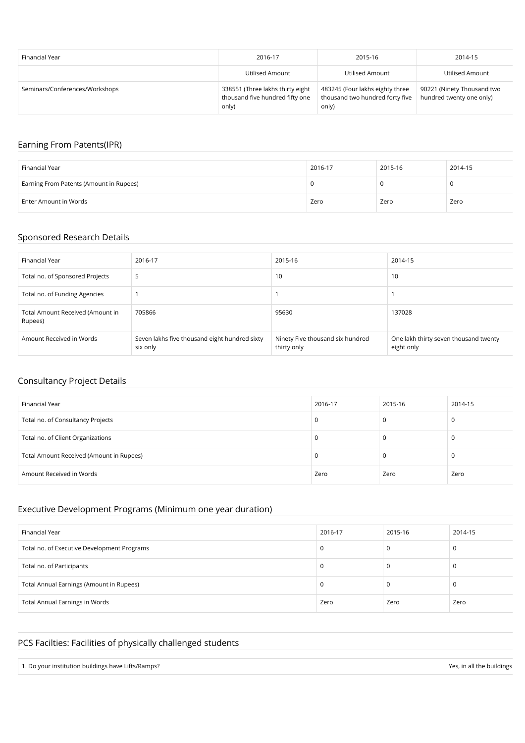| Financial Year | 2016-17 | 2015-16 | 2014-15 |
|---|---|---|---|
| | Utilised Amount | Utilised Amount | Utilised Amount |
| Seminars/Conferences/Workshops | 338551 (Three lakhs thirty eight thousand five hundred fifty one only) | 483245 (Four lakhs eighty three thousand two hundred forty five only) | 90221 (Ninety Thousand two hundred twenty one only) |

## Earning From Patents(IPR)

| Financial Year | 2016-17 | 2015-16 | 2014-15 |
|---|---|---|---|
| Earning From Patents (Amount in Rupees) | 0 | 0 | 0 |
| Enter Amount in Words | Zero | Zero | Zero |

## Sponsored Research Details

| Financial Year | 2016-17 | 2015-16 | 2014-15 |
|---|---|---|---|
| Total no. of Sponsored Projects | 5 | 10 | 10 |
| Total no. of Funding Agencies | 1 | 1 | 1 |
| Total Amount Received (Amount in Rupees) | 705866 | 95630 | 137028 |
| Amount Received in Words | Seven lakhs five thousand eight hundred sixty six only | Ninety Five thousand six hundred thirty only | One lakh thirty seven thousand twenty eight only |

## Consultancy Project Details

| Financial Year | 2016-17 | 2015-16 | 2014-15 |
|---|---|---|---|
| Total no. of Consultancy Projects | 0 | 0 | 0 |
| Total no. of Client Organizations | 0 | 0 | 0 |
| Total Amount Received (Amount in Rupees) | 0 | 0 | 0 |
| Amount Received in Words | Zero | Zero | Zero |

## Executive Development Programs (Minimum one year duration)

| Financial Year | 2016-17 | 2015-16 | 2014-15 |
|---|---|---|---|
| Total no. of Executive Development Programs | 0 | 0 | 0 |
| Total no. of Participants | 0 | 0 | 0 |
| Total Annual Earnings (Amount in Rupees) | 0 | 0 | 0 |
| Total Annual Earnings in Words | Zero | Zero | Zero |

## PCS Facilties: Facilities of physically challenged students

| | |
|---|---|
| 1. Do your institution buildings have Lifts/Ramps? | Yes, in all the buildings |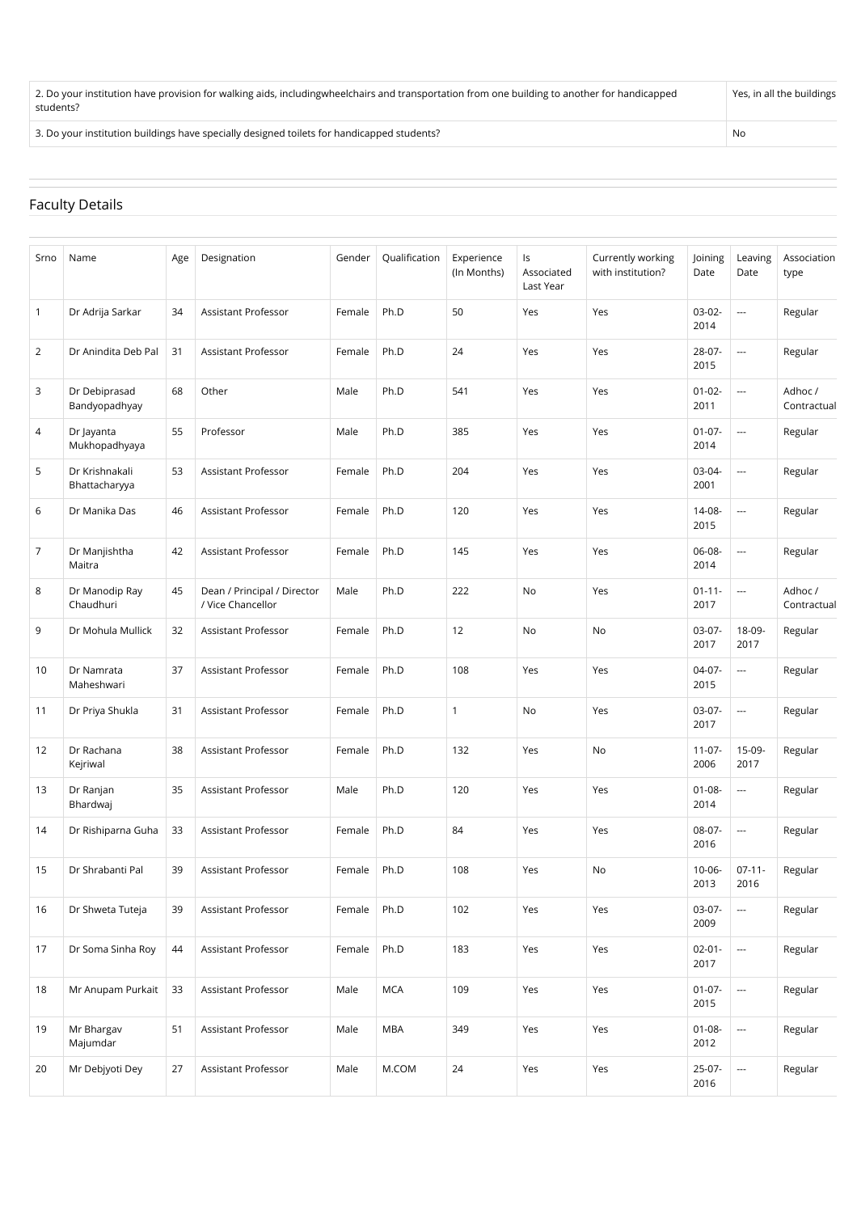| | |
|---|---|
| 2. Do your institution have provision for walking aids, includingwheelchairs and transportation from one building to another for handicapped students? | Yes, in all the buildings |
| 3. Do your institution buildings have specially designed toilets for handicapped students? | No |

## Faculty Details

| Srno | Name | Age | Designation | Gender | Qualification | Experience (In Months) | Is Associated Last Year | Currently working with institution? | Joining Date | Leaving Date | Association type |
|---|---|---|---|---|---|---|---|---|---|---|---|
| 1 | Dr Adrija Sarkar | 34 | Assistant Professor | Female | Ph.D | 50 | Yes | Yes | 03-02-2014 | --- | Regular |
| 2 | Dr Anindita Deb Pal | 31 | Assistant Professor | Female | Ph.D | 24 | Yes | Yes | 28-07-2015 | --- | Regular |
| 3 | Dr Debiprasad Bandyopadhyay | 68 | Other | Male | Ph.D | 541 | Yes | Yes | 01-02-2011 | --- | Adhoc / Contractual |
| 4 | Dr Jayanta Mukhopadhyaya | 55 | Professor | Male | Ph.D | 385 | Yes | Yes | 01-07-2014 | --- | Regular |
| 5 | Dr Krishnakali Bhattacharyya | 53 | Assistant Professor | Female | Ph.D | 204 | Yes | Yes | 03-04-2001 | --- | Regular |
| 6 | Dr Manika Das | 46 | Assistant Professor | Female | Ph.D | 120 | Yes | Yes | 14-08-2015 | --- | Regular |
| 7 | Dr Manjishtha Maitra | 42 | Assistant Professor | Female | Ph.D | 145 | Yes | Yes | 06-08-2014 | --- | Regular |
| 8 | Dr Manodip Ray Chaudhuri | 45 | Dean / Principal / Director / Vice Chancellor | Male | Ph.D | 222 | No | Yes | 01-11-2017 | --- | Adhoc / Contractual |
| 9 | Dr Mohula Mullick | 32 | Assistant Professor | Female | Ph.D | 12 | No | No | 03-07-2017 | 18-09-2017 | Regular |
| 10 | Dr Namrata Maheshwari | 37 | Assistant Professor | Female | Ph.D | 108 | Yes | Yes | 04-07-2015 | --- | Regular |
| 11 | Dr Priya Shukla | 31 | Assistant Professor | Female | Ph.D | 1 | No | Yes | 03-07-2017 | --- | Regular |
| 12 | Dr Rachana Kejriwal | 38 | Assistant Professor | Female | Ph.D | 132 | Yes | No | 11-07-2006 | 15-09-2017 | Regular |
| 13 | Dr Ranjan Bhardwaj | 35 | Assistant Professor | Male | Ph.D | 120 | Yes | Yes | 01-08-2014 | --- | Regular |
| 14 | Dr Rishiparna Guha | 33 | Assistant Professor | Female | Ph.D | 84 | Yes | Yes | 08-07-2016 | --- | Regular |
| 15 | Dr Shrabanti Pal | 39 | Assistant Professor | Female | Ph.D | 108 | Yes | No | 10-06-2013 | 07-11-2016 | Regular |
| 16 | Dr Shweta Tuteja | 39 | Assistant Professor | Female | Ph.D | 102 | Yes | Yes | 03-07-2009 | --- | Regular |
| 17 | Dr Soma Sinha Roy | 44 | Assistant Professor | Female | Ph.D | 183 | Yes | Yes | 02-01-2017 | --- | Regular |
| 18 | Mr Anupam Purkait | 33 | Assistant Professor | Male | MCA | 109 | Yes | Yes | 01-07-2015 | --- | Regular |
| 19 | Mr Bhargav Majumdar | 51 | Assistant Professor | Male | MBA | 349 | Yes | Yes | 01-08-2012 | --- | Regular |
| 20 | Mr Debjyoti Dey | 27 | Assistant Professor | Male | M.COM | 24 | Yes | Yes | 25-07-2016 | --- | Regular |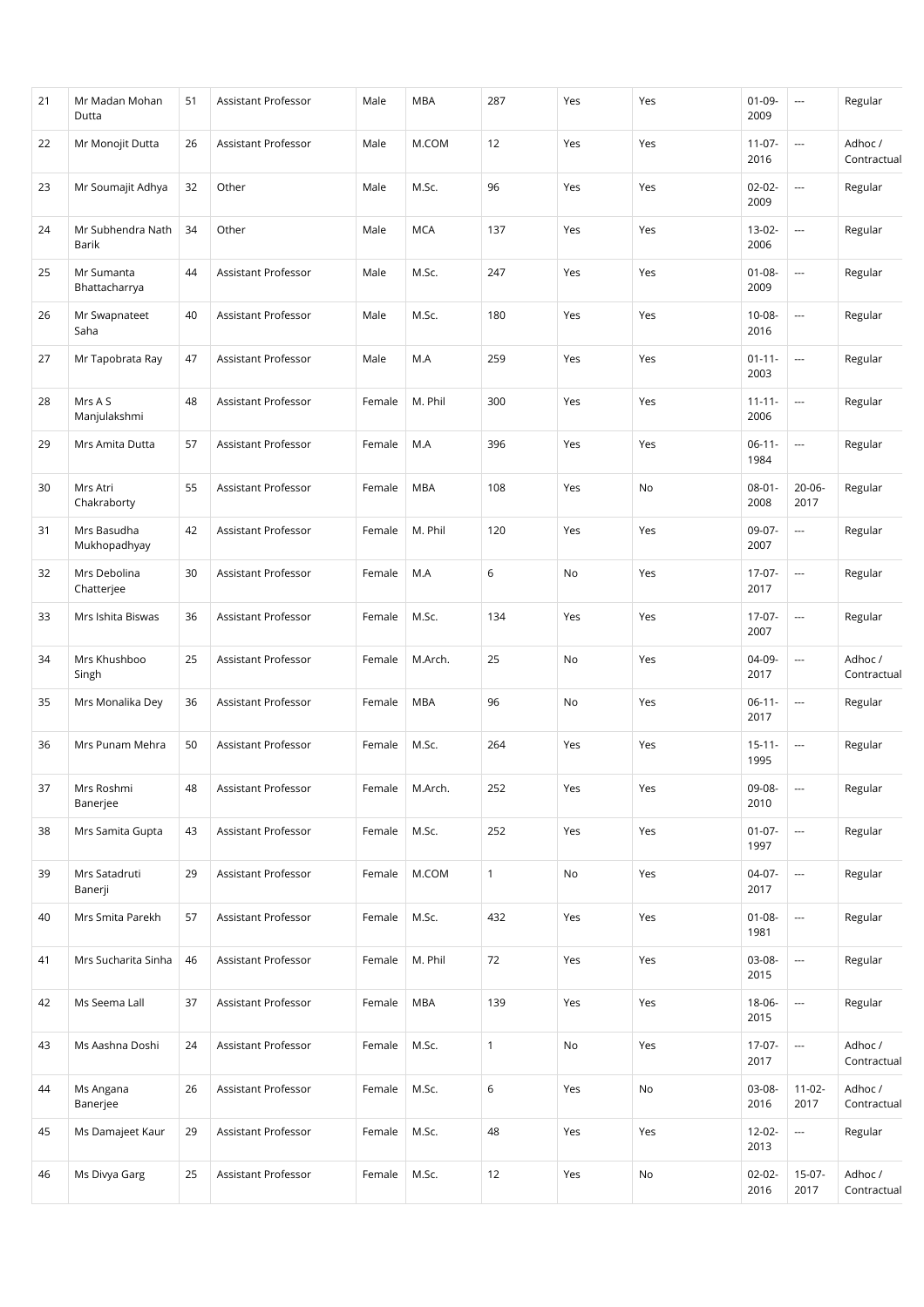| 21 | Mr Madan Mohan Dutta | 51 | Assistant Professor | Male | MBA | 287 | Yes | Yes | 01-09-2009 | --- | Regular |
|---|---|---|---|---|---|---|---|---|---|---|---|
| 22 | Mr Monojit Dutta | 26 | Assistant Professor | Male | M.COM | 12 | Yes | Yes | 11-07-2016 | --- | Adhoc / Contractual |
| 23 | Mr Soumajit Adhya | 32 | Other | Male | M.Sc. | 96 | Yes | Yes | 02-02-2009 | --- | Regular |
| 24 | Mr Subhendra Nath Barik | 34 | Other | Male | MCA | 137 | Yes | Yes | 13-02-2006 | --- | Regular |
| 25 | Mr Sumanta Bhattacharrya | 44 | Assistant Professor | Male | M.Sc. | 247 | Yes | Yes | 01-08-2009 | --- | Regular |
| 26 | Mr Swapnateet Saha | 40 | Assistant Professor | Male | M.Sc. | 180 | Yes | Yes | 10-08-2016 | --- | Regular |
| 27 | Mr Tapobrata Ray | 47 | Assistant Professor | Male | M.A | 259 | Yes | Yes | 01-11-2003 | --- | Regular |
| 28 | Mrs A S Manjulakshmi | 48 | Assistant Professor | Female | M. Phil | 300 | Yes | Yes | 11-11-2006 | --- | Regular |
| 29 | Mrs Amita Dutta | 57 | Assistant Professor | Female | M.A | 396 | Yes | Yes | 06-11-1984 | --- | Regular |
| 30 | Mrs Atri Chakraborty | 55 | Assistant Professor | Female | MBA | 108 | Yes | No | 08-01-2008 | 20-06-2017 | Regular |
| 31 | Mrs Basudha Mukhopadhyay | 42 | Assistant Professor | Female | M. Phil | 120 | Yes | Yes | 09-07-2007 | --- | Regular |
| 32 | Mrs Debolina Chatterjee | 30 | Assistant Professor | Female | M.A | 6 | No | Yes | 17-07-2017 | --- | Regular |
| 33 | Mrs Ishita Biswas | 36 | Assistant Professor | Female | M.Sc. | 134 | Yes | Yes | 17-07-2007 | --- | Regular |
| 34 | Mrs Khushboo Singh | 25 | Assistant Professor | Female | M.Arch. | 25 | No | Yes | 04-09-2017 | --- | Adhoc / Contractual |
| 35 | Mrs Monalika Dey | 36 | Assistant Professor | Female | MBA | 96 | No | Yes | 06-11-2017 | --- | Regular |
| 36 | Mrs Punam Mehra | 50 | Assistant Professor | Female | M.Sc. | 264 | Yes | Yes | 15-11-1995 | --- | Regular |
| 37 | Mrs Roshmi Banerjee | 48 | Assistant Professor | Female | M.Arch. | 252 | Yes | Yes | 09-08-2010 | --- | Regular |
| 38 | Mrs Samita Gupta | 43 | Assistant Professor | Female | M.Sc. | 252 | Yes | Yes | 01-07-1997 | --- | Regular |
| 39 | Mrs Satadruti Banerji | 29 | Assistant Professor | Female | M.COM | 1 | No | Yes | 04-07-2017 | --- | Regular |
| 40 | Mrs Smita Parekh | 57 | Assistant Professor | Female | M.Sc. | 432 | Yes | Yes | 01-08-1981 | --- | Regular |
| 41 | Mrs Sucharita Sinha | 46 | Assistant Professor | Female | M. Phil | 72 | Yes | Yes | 03-08-2015 | --- | Regular |
| 42 | Ms Seema Lall | 37 | Assistant Professor | Female | MBA | 139 | Yes | Yes | 18-06-2015 | --- | Regular |
| 43 | Ms Aashna Doshi | 24 | Assistant Professor | Female | M.Sc. | 1 | No | Yes | 17-07-2017 | --- | Adhoc / Contractual |
| 44 | Ms Angana Banerjee | 26 | Assistant Professor | Female | M.Sc. | 6 | Yes | No | 03-08-2016 | 11-02-2017 | Adhoc / Contractual |
| 45 | Ms Damajeet Kaur | 29 | Assistant Professor | Female | M.Sc. | 48 | Yes | Yes | 12-02-2013 | --- | Regular |
| 46 | Ms Divya Garg | 25 | Assistant Professor | Female | M.Sc. | 12 | Yes | No | 02-02-2016 | 15-07-2017 | Adhoc / Contractual |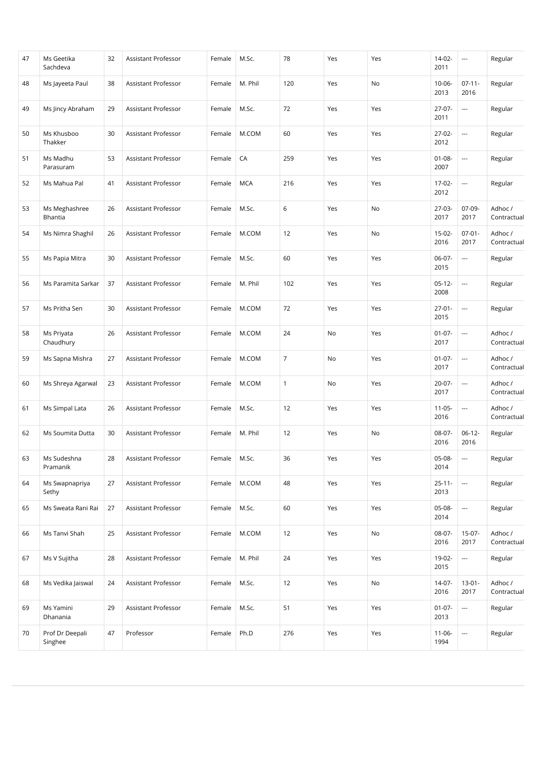| | | | | | | | | | | |
|---|---|---|---|---|---|---|---|---|---|---|
| 47 | Ms Geetika Sachdeva | 32 | Assistant Professor | Female | M.Sc. | 78 | Yes | Yes | 14-02-2011 | --- | Regular |
| 48 | Ms Jayeeta Paul | 38 | Assistant Professor | Female | M. Phil | 120 | Yes | No | 10-06-2013 | 07-11-2016 | Regular |
| 49 | Ms Jincy Abraham | 29 | Assistant Professor | Female | M.Sc. | 72 | Yes | Yes | 27-07-2011 | --- | Regular |
| 50 | Ms Khusboo Thakker | 30 | Assistant Professor | Female | M.COM | 60 | Yes | Yes | 27-02-2012 | --- | Regular |
| 51 | Ms Madhu Parasuram | 53 | Assistant Professor | Female | CA | 259 | Yes | Yes | 01-08-2007 | --- | Regular |
| 52 | Ms Mahua Pal | 41 | Assistant Professor | Female | MCA | 216 | Yes | Yes | 17-02-2012 | --- | Regular |
| 53 | Ms Meghashree Bhantia | 26 | Assistant Professor | Female | M.Sc. | 6 | Yes | No | 27-03-2017 | 07-09-2017 | Adhoc / Contractual |
| 54 | Ms Nimra Shaghil | 26 | Assistant Professor | Female | M.COM | 12 | Yes | No | 15-02-2016 | 07-01-2017 | Adhoc / Contractual |
| 55 | Ms Papia Mitra | 30 | Assistant Professor | Female | M.Sc. | 60 | Yes | Yes | 06-07-2015 | --- | Regular |
| 56 | Ms Paramita Sarkar | 37 | Assistant Professor | Female | M. Phil | 102 | Yes | Yes | 05-12-2008 | --- | Regular |
| 57 | Ms Pritha Sen | 30 | Assistant Professor | Female | M.COM | 72 | Yes | Yes | 27-01-2015 | --- | Regular |
| 58 | Ms Priyata Chaudhury | 26 | Assistant Professor | Female | M.COM | 24 | No | Yes | 01-07-2017 | --- | Adhoc / Contractual |
| 59 | Ms Sapna Mishra | 27 | Assistant Professor | Female | M.COM | 7 | No | Yes | 01-07-2017 | --- | Adhoc / Contractual |
| 60 | Ms Shreya Agarwal | 23 | Assistant Professor | Female | M.COM | 1 | No | Yes | 20-07-2017 | --- | Adhoc / Contractual |
| 61 | Ms Simpal Lata | 26 | Assistant Professor | Female | M.Sc. | 12 | Yes | Yes | 11-05-2016 | --- | Adhoc / Contractual |
| 62 | Ms Soumita Dutta | 30 | Assistant Professor | Female | M. Phil | 12 | Yes | No | 08-07-2016 | 06-12-2016 | Regular |
| 63 | Ms Sudeshna Pramanik | 28 | Assistant Professor | Female | M.Sc. | 36 | Yes | Yes | 05-08-2014 | --- | Regular |
| 64 | Ms Swapnapriya Sethy | 27 | Assistant Professor | Female | M.COM | 48 | Yes | Yes | 25-11-2013 | --- | Regular |
| 65 | Ms Sweata Rani Rai | 27 | Assistant Professor | Female | M.Sc. | 60 | Yes | Yes | 05-08-2014 | --- | Regular |
| 66 | Ms Tanvi Shah | 25 | Assistant Professor | Female | M.COM | 12 | Yes | No | 08-07-2016 | 15-07-2017 | Adhoc / Contractual |
| 67 | Ms V Sujitha | 28 | Assistant Professor | Female | M. Phil | 24 | Yes | Yes | 19-02-2015 | --- | Regular |
| 68 | Ms Vedika Jaiswal | 24 | Assistant Professor | Female | M.Sc. | 12 | Yes | No | 14-07-2016 | 13-01-2017 | Adhoc / Contractual |
| 69 | Ms Yamini Dhanania | 29 | Assistant Professor | Female | M.Sc. | 51 | Yes | Yes | 01-07-2013 | --- | Regular |
| 70 | Prof Dr Deepali Singhee | 47 | Professor | Female | Ph.D | 276 | Yes | Yes | 11-06-1994 | --- | Regular |